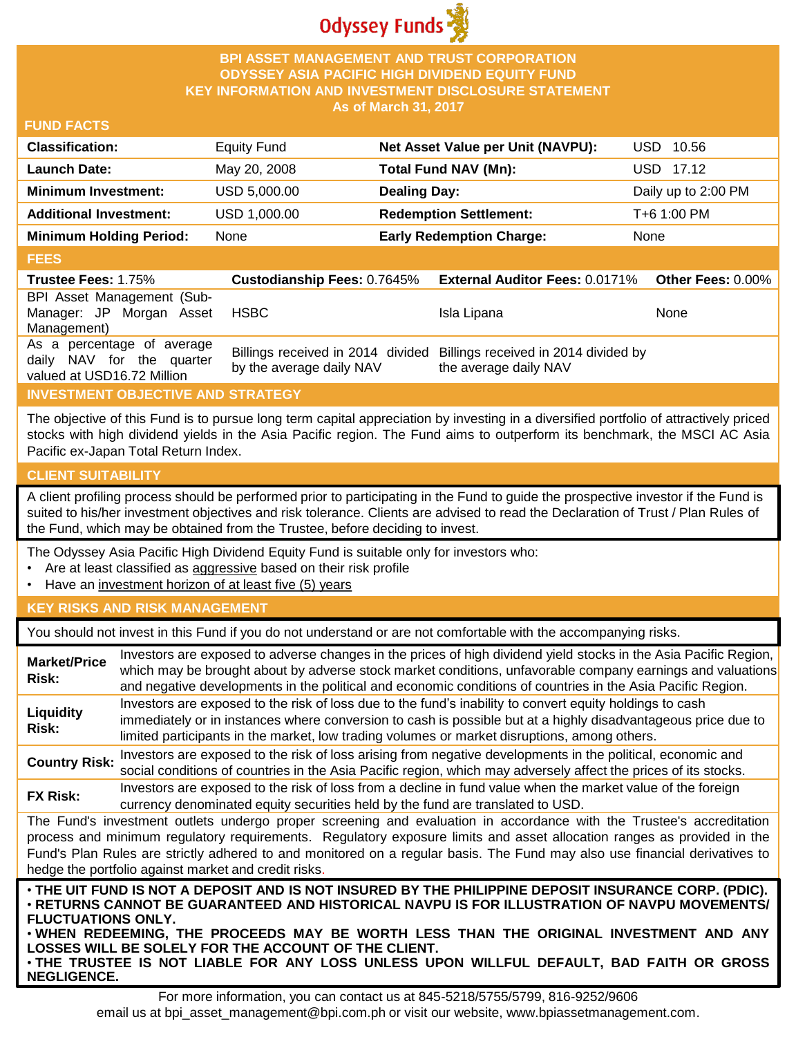Odyssey Funds

# BPI ASSET MANAGEMENT AND TRUST CORPORATION
# ODYSSEY ASIA PACIFIC HIGH DIVIDEND EQUITY FUND
# KEY INFORMATION AND INVESTMENT DISCLOSURE STATEMENT
**As of March 31, 2017**

## FUND FACTS

| | | | |
|---|---|---|---|
| **Classification:** | Equity Fund | **Net Asset Value per Unit (NAVPU):** | USD 10.56 |
| **Launch Date:** | May 20, 2008 | **Total Fund NAV (Mn):** | USD 17.12 |
| **Minimum Investment:** | USD 5,000.00 | **Dealing Day:** | Daily up to 2:00 PM |
| **Additional Investment:** | USD 1,000.00 | **Redemption Settlement:** | T+6 1:00 PM |
| **Minimum Holding Period:** | None | **Early Redemption Charge:** | None |

## FEES

| **Trustee Fees:** 1.75% | **Custodianship Fees:** 0.7645% | **External Auditor Fees:** 0.0171% | **Other Fees:** 0.00% |
|---|---|---|---|
| BPI Asset Management (Sub-Manager: JP Morgan Asset Management) | HSBC | Isla Lipana | None |
| As a percentage of average daily NAV for the quarter valued at USD16.72 Million | Billings received in 2014 divided by the average daily NAV | Billings received in 2014 divided by the average daily NAV | |

## INVESTMENT OBJECTIVE AND STRATEGY

The objective of this Fund is to pursue long term capital appreciation by investing in a diversified portfolio of attractively priced stocks with high dividend yields in the Asia Pacific region. The Fund aims to outperform its benchmark, the MSCI AC Asia Pacific ex-Japan Total Return Index.

## CLIENT SUITABILITY

A client profiling process should be performed prior to participating in the Fund to guide the prospective investor if the Fund is suited to his/her investment objectives and risk tolerance. Clients are advised to read the Declaration of Trust / Plan Rules of the Fund, which may be obtained from the Trustee, before deciding to invest.

The Odyssey Asia Pacific High Dividend Equity Fund is suitable only for investors who:

- Are at least classified as aggressive based on their risk profile
- Have an investment horizon of at least five (5) years

## KEY RISKS AND RISK MANAGEMENT

You should not invest in this Fund if you do not understand or are not comfortable with the accompanying risks.

| | |
|---|---|
| **Market/Price Risk:** | Investors are exposed to adverse changes in the prices of high dividend yield stocks in the Asia Pacific Region, which may be brought about by adverse stock market conditions, unfavorable company earnings and valuations and negative developments in the political and economic conditions of countries in the Asia Pacific Region. |
| **Liquidity Risk:** | Investors are exposed to the risk of loss due to the fund's inability to convert equity holdings to cash immediately or in instances where conversion to cash is possible but at a highly disadvantageous price due to limited participants in the market, low trading volumes or market disruptions, among others. |
| **Country Risk:** | Investors are exposed to the risk of loss arising from negative developments in the political, economic and social conditions of countries in the Asia Pacific region, which may adversely affect the prices of its stocks. |
| **FX Risk:** | Investors are exposed to the risk of loss from a decline in fund value when the market value of the foreign currency denominated equity securities held by the fund are translated to USD. |

The Fund's investment outlets undergo proper screening and evaluation in accordance with the Trustee's accreditation process and minimum regulatory requirements. Regulatory exposure limits and asset allocation ranges as provided in the Fund's Plan Rules are strictly adhered to and monitored on a regular basis. The Fund may also use financial derivatives to hedge the portfolio against market and credit risks.

**• THE UIT FUND IS NOT A DEPOSIT AND IS NOT INSURED BY THE PHILIPPINE DEPOSIT INSURANCE CORP. (PDIC).**
**• RETURNS CANNOT BE GUARANTEED AND HISTORICAL NAVPU IS FOR ILLUSTRATION OF NAVPU MOVEMENTS/ FLUCTUATIONS ONLY.**
**• WHEN REDEEMING, THE PROCEEDS MAY BE WORTH LESS THAN THE ORIGINAL INVESTMENT AND ANY LOSSES WILL BE SOLELY FOR THE ACCOUNT OF THE CLIENT.**
**• THE TRUSTEE IS NOT LIABLE FOR ANY LOSS UNLESS UPON WILLFUL DEFAULT, BAD FAITH OR GROSS NEGLIGENCE.**

For more information, you can contact us at 845-5218/5755/5799, 816-9252/9606
email us at bpi_asset_management@bpi.com.ph or visit our website, www.bpiassetmanagement.com.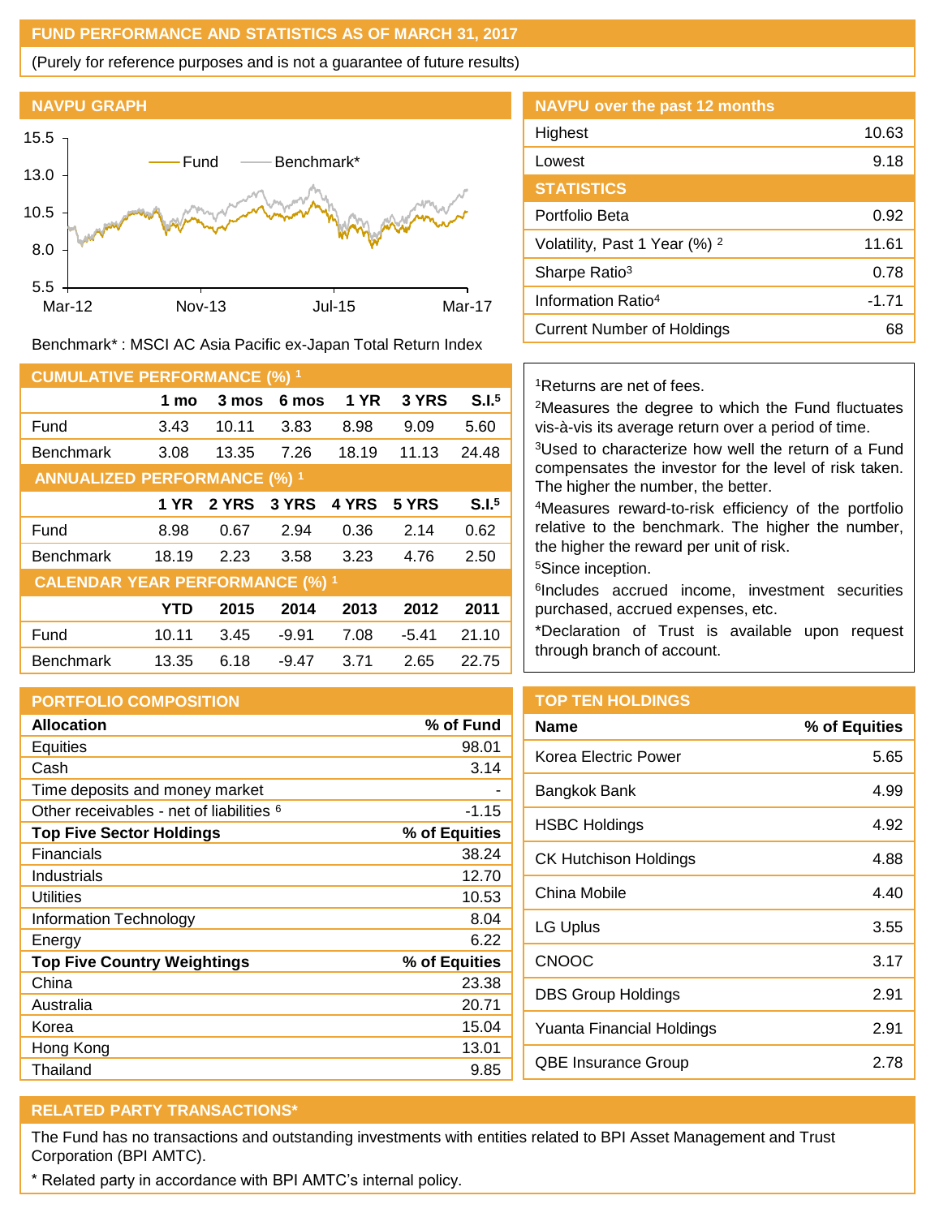## FUND PERFORMANCE AND STATISTICS AS OF MARCH 31, 2017

(Purely for reference purposes and is not a guarantee of future results)

### NAVPU GRAPH

Benchmark* : MSCI AC Asia Pacific ex-Japan Total Return Index

### NAVPU over the past 12 months

| | |
|---|---|
| Highest | 10.63 |
| Lowest | 9.18 |

### STATISTICS

| | |
|---|---|
| Portfolio Beta | 0.92 |
| Volatility, Past 1 Year (%) [2] | 11.61 |
| Sharpe Ratio[3] | 0.78 |
| Information Ratio[4] | -1.71 |
| Current Number of Holdings | 68 |

### CUMULATIVE PERFORMANCE (%) [1]

| | 1 mo | 3 mos | 6 mos | 1 YR | 3 YRS | S.I.[5] |
|---|---|---|---|---|---|---|
| Fund | 3.43 | 10.11 | 3.83 | 8.98 | 9.09 | 5.60 |
| Benchmark | 3.08 | 13.35 | 7.26 | 18.19 | 11.13 | 24.48 |

### ANNUALIZED PERFORMANCE (%) [1]

| | 1 YR | 2 YRS | 3 YRS | 4 YRS | 5 YRS | S.I.[5] |
|---|---|---|---|---|---|---|
| Fund | 8.98 | 0.67 | 2.94 | 0.36 | 2.14 | 0.62 |
| Benchmark | 18.19 | 2.23 | 3.58 | 3.23 | 4.76 | 2.50 |

### CALENDAR YEAR PERFORMANCE (%) [1]

| | YTD | 2015 | 2014 | 2013 | 2012 | 2011 |
|---|---|---|---|---|---|---|
| Fund | 10.11 | 3.45 | -9.91 | 7.08 | -5.41 | 21.10 |
| Benchmark | 13.35 | 6.18 | -9.47 | 3.71 | 2.65 | 22.75 |

[1]Returns are net of fees.

[2]Measures the degree to which the Fund fluctuates vis-à-vis its average return over a period of time.

[3]Used to characterize how well the return of a Fund compensates the investor for the level of risk taken. The higher the number, the better.

[4]Measures reward-to-risk efficiency of the portfolio relative to the benchmark. The higher the number, the higher the reward per unit of risk.

[5]Since inception.

[6]Includes accrued income, investment securities purchased, accrued expenses, etc.

*Declaration of Trust is available upon request through branch of account.

### PORTFOLIO COMPOSITION

| Allocation | % of Fund |
|---|---|
| Equities | 98.01 |
| Cash | 3.14 |
| Time deposits and money market | - |
| Other receivables - net of liabilities [6] | -1.15 |
| **Top Five Sector Holdings** | **% of Equities** |
| Financials | 38.24 |
| Industrials | 12.70 |
| Utilities | 10.53 |
| Information Technology | 8.04 |
| Energy | 6.22 |
| **Top Five Country Weightings** | **% of Equities** |
| China | 23.38 |
| Australia | 20.71 |
| Korea | 15.04 |
| Hong Kong | 13.01 |
| Thailand | 9.85 |

### TOP TEN HOLDINGS

| Name | % of Equities |
|---|---|
| Korea Electric Power | 5.65 |
| Bangkok Bank | 4.99 |
| HSBC Holdings | 4.92 |
| CK Hutchison Holdings | 4.88 |
| China Mobile | 4.40 |
| LG Uplus | 3.55 |
| CNOOC | 3.17 |
| DBS Group Holdings | 2.91 |
| Yuanta Financial Holdings | 2.91 |
| QBE Insurance Group | 2.78 |

### RELATED PARTY TRANSACTIONS*

The Fund has no transactions and outstanding investments with entities related to BPI Asset Management and Trust Corporation (BPI AMTC).

* Related party in accordance with BPI AMTC's internal policy.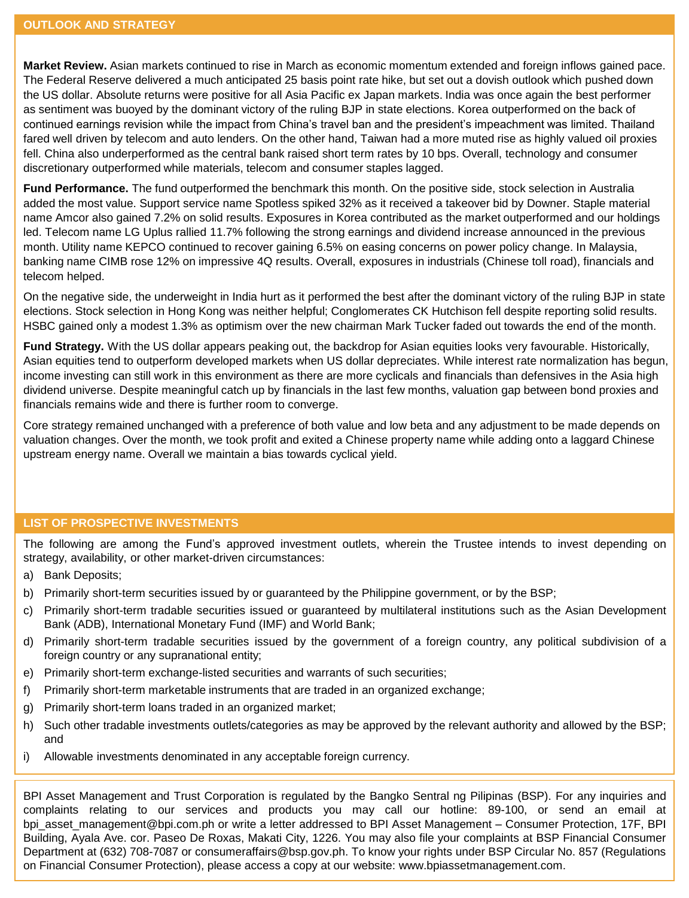## OUTLOOK AND STRATEGY

**Market Review.** Asian markets continued to rise in March as economic momentum extended and foreign inflows gained pace. The Federal Reserve delivered a much anticipated 25 basis point rate hike, but set out a dovish outlook which pushed down the US dollar. Absolute returns were positive for all Asia Pacific ex Japan markets. India was once again the best performer as sentiment was buoyed by the dominant victory of the ruling BJP in state elections. Korea outperformed on the back of continued earnings revision while the impact from China's travel ban and the president's impeachment was limited. Thailand fared well driven by telecom and auto lenders. On the other hand, Taiwan had a more muted rise as highly valued oil proxies fell. China also underperformed as the central bank raised short term rates by 10 bps. Overall, technology and consumer discretionary outperformed while materials, telecom and consumer staples lagged.

**Fund Performance.** The fund outperformed the benchmark this month. On the positive side, stock selection in Australia added the most value. Support service name Spotless spiked 32% as it received a takeover bid by Downer. Staple material name Amcor also gained 7.2% on solid results. Exposures in Korea contributed as the market outperformed and our holdings led. Telecom name LG Uplus rallied 11.7% following the strong earnings and dividend increase announced in the previous month. Utility name KEPCO continued to recover gaining 6.5% on easing concerns on power policy change. In Malaysia, banking name CIMB rose 12% on impressive 4Q results. Overall, exposures in industrials (Chinese toll road), financials and telecom helped.

On the negative side, the underweight in India hurt as it performed the best after the dominant victory of the ruling BJP in state elections. Stock selection in Hong Kong was neither helpful; Conglomerates CK Hutchison fell despite reporting solid results. HSBC gained only a modest 1.3% as optimism over the new chairman Mark Tucker faded out towards the end of the month.

**Fund Strategy.** With the US dollar appears peaking out, the backdrop for Asian equities looks very favourable. Historically, Asian equities tend to outperform developed markets when US dollar depreciates. While interest rate normalization has begun, income investing can still work in this environment as there are more cyclicals and financials than defensives in the Asia high dividend universe. Despite meaningful catch up by financials in the last few months, valuation gap between bond proxies and financials remains wide and there is further room to converge.

Core strategy remained unchanged with a preference of both value and low beta and any adjustment to be made depends on valuation changes. Over the month, we took profit and exited a Chinese property name while adding onto a laggard Chinese upstream energy name. Overall we maintain a bias towards cyclical yield.

## LIST OF PROSPECTIVE INVESTMENTS

The following are among the Fund's approved investment outlets, wherein the Trustee intends to invest depending on strategy, availability, or other market-driven circumstances:

a) Bank Deposits;
b) Primarily short-term securities issued by or guaranteed by the Philippine government, or by the BSP;
c) Primarily short-term tradable securities issued or guaranteed by multilateral institutions such as the Asian Development Bank (ADB), International Monetary Fund (IMF) and World Bank;
d) Primarily short-term tradable securities issued by the government of a foreign country, any political subdivision of a foreign country or any supranational entity;
e) Primarily short-term exchange-listed securities and warrants of such securities;
f) Primarily short-term marketable instruments that are traded in an organized exchange;
g) Primarily short-term loans traded in an organized market;
h) Such other tradable investments outlets/categories as may be approved by the relevant authority and allowed by the BSP; and
i) Allowable investments denominated in any acceptable foreign currency.

BPI Asset Management and Trust Corporation is regulated by the Bangko Sentral ng Pilipinas (BSP). For any inquiries and complaints relating to our services and products you may call our hotline: 89-100, or send an email at bpi_asset_management@bpi.com.ph or write a letter addressed to BPI Asset Management – Consumer Protection, 17F, BPI Building, Ayala Ave. cor. Paseo De Roxas, Makati City, 1226. You may also file your complaints at BSP Financial Consumer Department at (632) 708-7087 or consumeraffairs@bsp.gov.ph. To know your rights under BSP Circular No. 857 (Regulations on Financial Consumer Protection), please access a copy at our website: www.bpiassetmanagement.com.